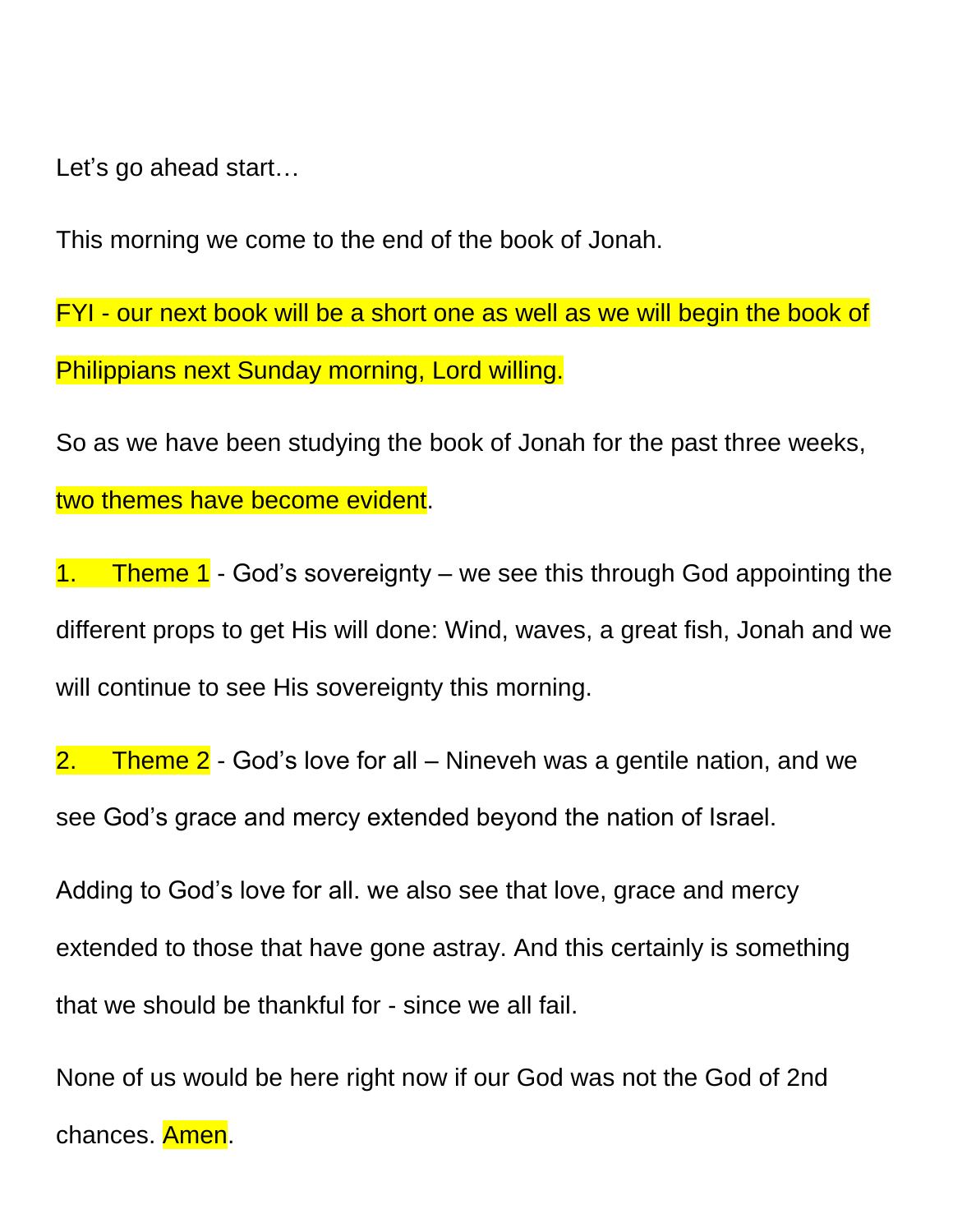Let’s go ahead start…

This morning we come to the end of the book of Jonah.

FYI - our next book will be a short one as well as we will begin the book of Philippians next Sunday morning, Lord willing.

So as we have been studying the book of Jonah for the past three weeks, two themes have become evident.

1. Theme 1 - God’s sovereignty – we see this through God appointing the different props to get His will done: Wind, waves, a great fish, Jonah and we will continue to see His sovereignty this morning.

2. Theme 2 - God’s love for all – Nineveh was a gentile nation, and we see God’s grace and mercy extended beyond the nation of Israel.

Adding to God’s love for all. we also see that love, grace and mercy extended to those that have gone astray. And this certainly is something that we should be thankful for - since we all fail.

None of us would be here right now if our God was not the God of 2nd chances. Amen.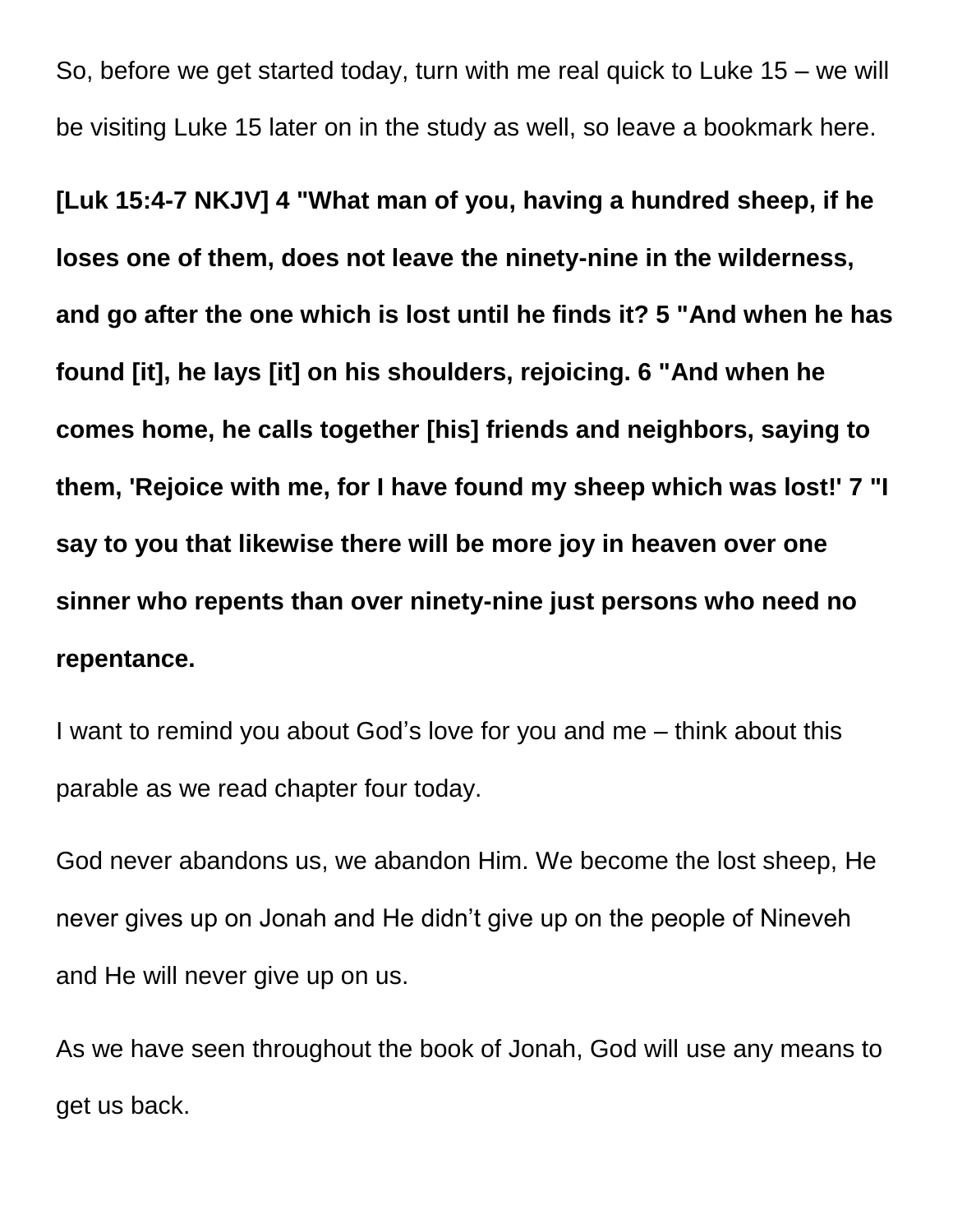So, before we get started today, turn with me real quick to Luke 15 – we will be visiting Luke 15 later on in the study as well, so leave a bookmark here.

**[Luk 15:4-7 NKJV] 4 "What man of you, having a hundred sheep, if he loses one of them, does not leave the ninety-nine in the wilderness, and go after the one which is lost until he finds it? 5 "And when he has found [it], he lays [it] on his shoulders, rejoicing. 6 "And when he comes home, he calls together [his] friends and neighbors, saying to them, 'Rejoice with me, for I have found my sheep which was lost!' 7 "I say to you that likewise there will be more joy in heaven over one sinner who repents than over ninety-nine just persons who need no repentance.**

I want to remind you about God's love for you and me – think about this parable as we read chapter four today.

God never abandons us, we abandon Him. We become the lost sheep, He never gives up on Jonah and He didn't give up on the people of Nineveh and He will never give up on us.

As we have seen throughout the book of Jonah, God will use any means to get us back.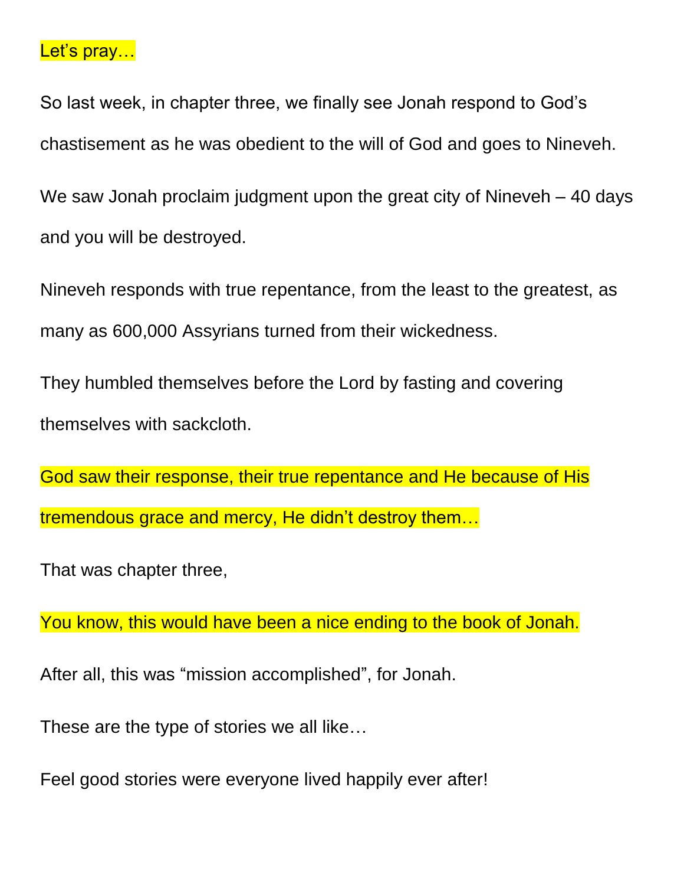Let's pray…

So last week, in chapter three, we finally see Jonah respond to God's chastisement as he was obedient to the will of God and goes to Nineveh.

We saw Jonah proclaim judgment upon the great city of Nineveh – 40 days and you will be destroyed.

Nineveh responds with true repentance, from the least to the greatest, as many as 600,000 Assyrians turned from their wickedness.

They humbled themselves before the Lord by fasting and covering themselves with sackcloth.

God saw their response, their true repentance and He because of His tremendous grace and mercy, He didn't destroy them…

That was chapter three,

You know, this would have been a nice ending to the book of Jonah.

After all, this was "mission accomplished", for Jonah.

These are the type of stories we all like…

Feel good stories were everyone lived happily ever after!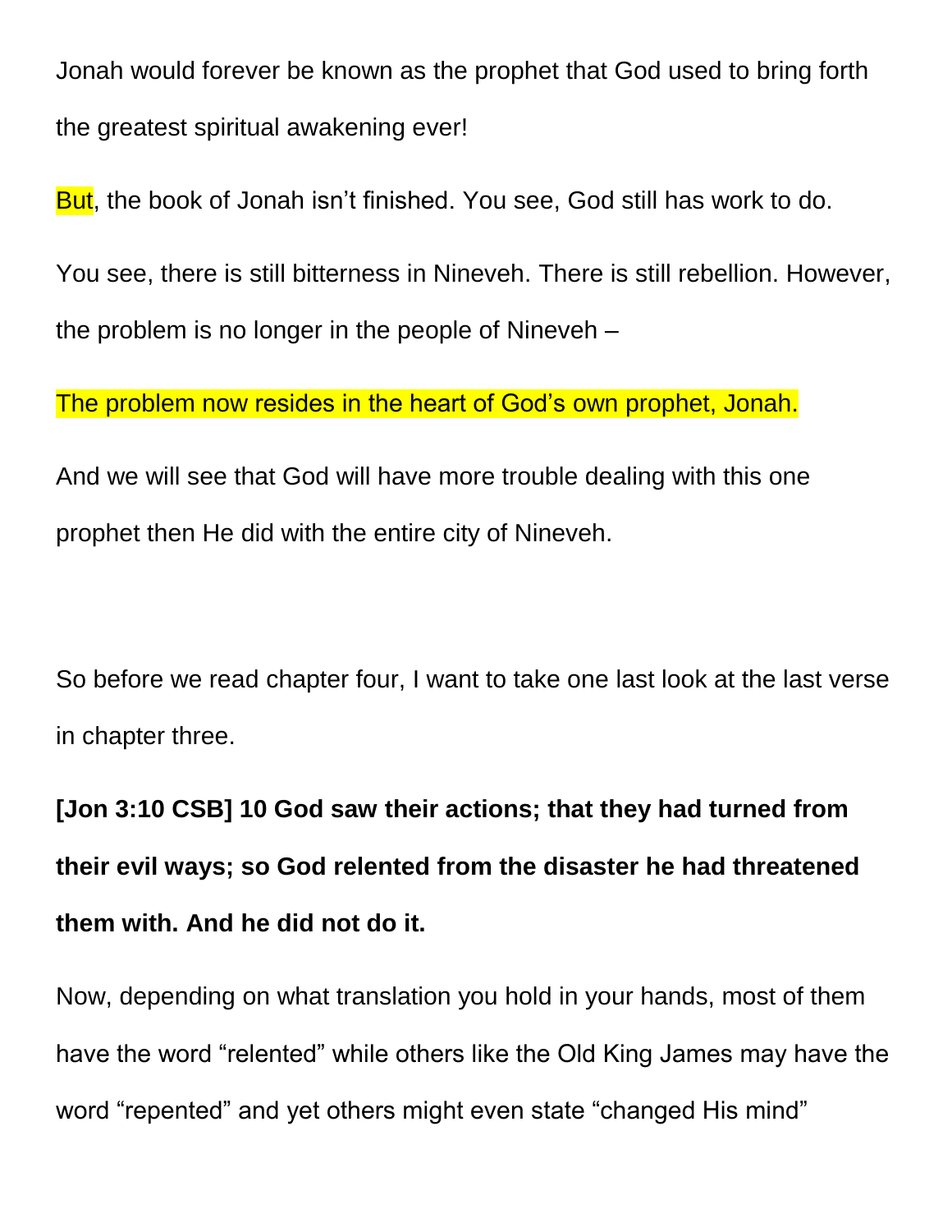Jonah would forever be known as the prophet that God used to bring forth the greatest spiritual awakening ever!

But, the book of Jonah isn't finished. You see, God still has work to do.

You see, there is still bitterness in Nineveh. There is still rebellion. However, the problem is no longer in the people of Nineveh –

The problem now resides in the heart of God's own prophet, Jonah.

And we will see that God will have more trouble dealing with this one prophet then He did with the entire city of Nineveh.

So before we read chapter four, I want to take one last look at the last verse in chapter three.

**[Jon 3:10 CSB] 10 God saw their actions; that they had turned from their evil ways; so God relented from the disaster he had threatened them with. And he did not do it.**

Now, depending on what translation you hold in your hands, most of them have the word "relented" while others like the Old King James may have the word "repented" and yet others might even state "changed His mind"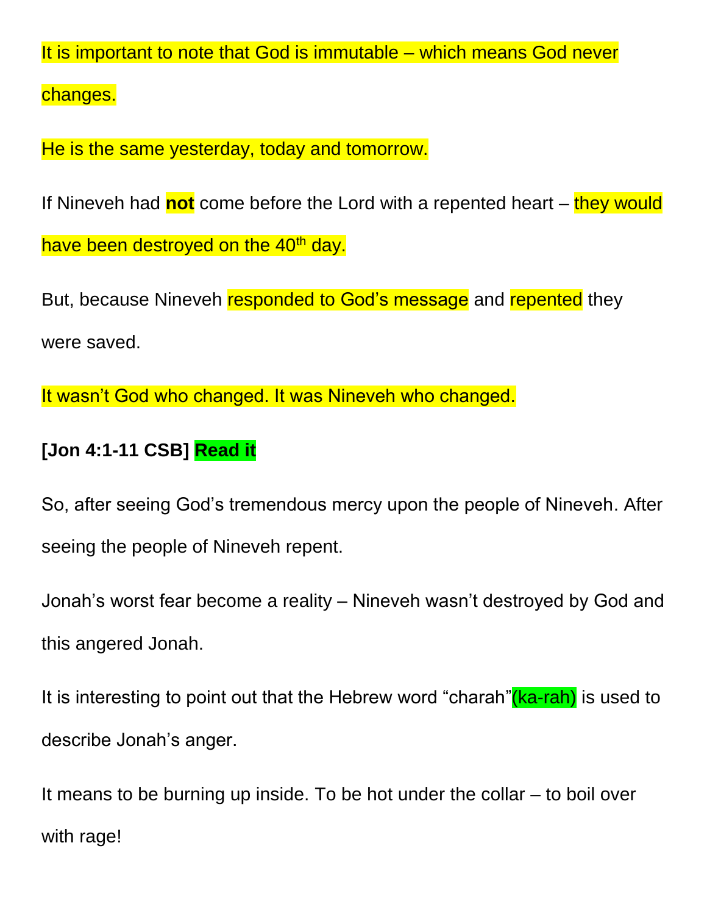It is important to note that God is immutable – which means God never changes.

He is the same yesterday, today and tomorrow.

If Nineveh had **not** come before the Lord with a repented heart – they would have been destroyed on the 40th day.

But, because Nineveh responded to God's message and repented they were saved.

It wasn't God who changed. It was Nineveh who changed.

**[Jon 4:1-11 CSB] Read it**

So, after seeing God's tremendous mercy upon the people of Nineveh. After seeing the people of Nineveh repent.

Jonah's worst fear become a reality – Nineveh wasn't destroyed by God and this angered Jonah.

It is interesting to point out that the Hebrew word "charah"(ka-rah) is used to describe Jonah's anger.

It means to be burning up inside. To be hot under the collar – to boil over with rage!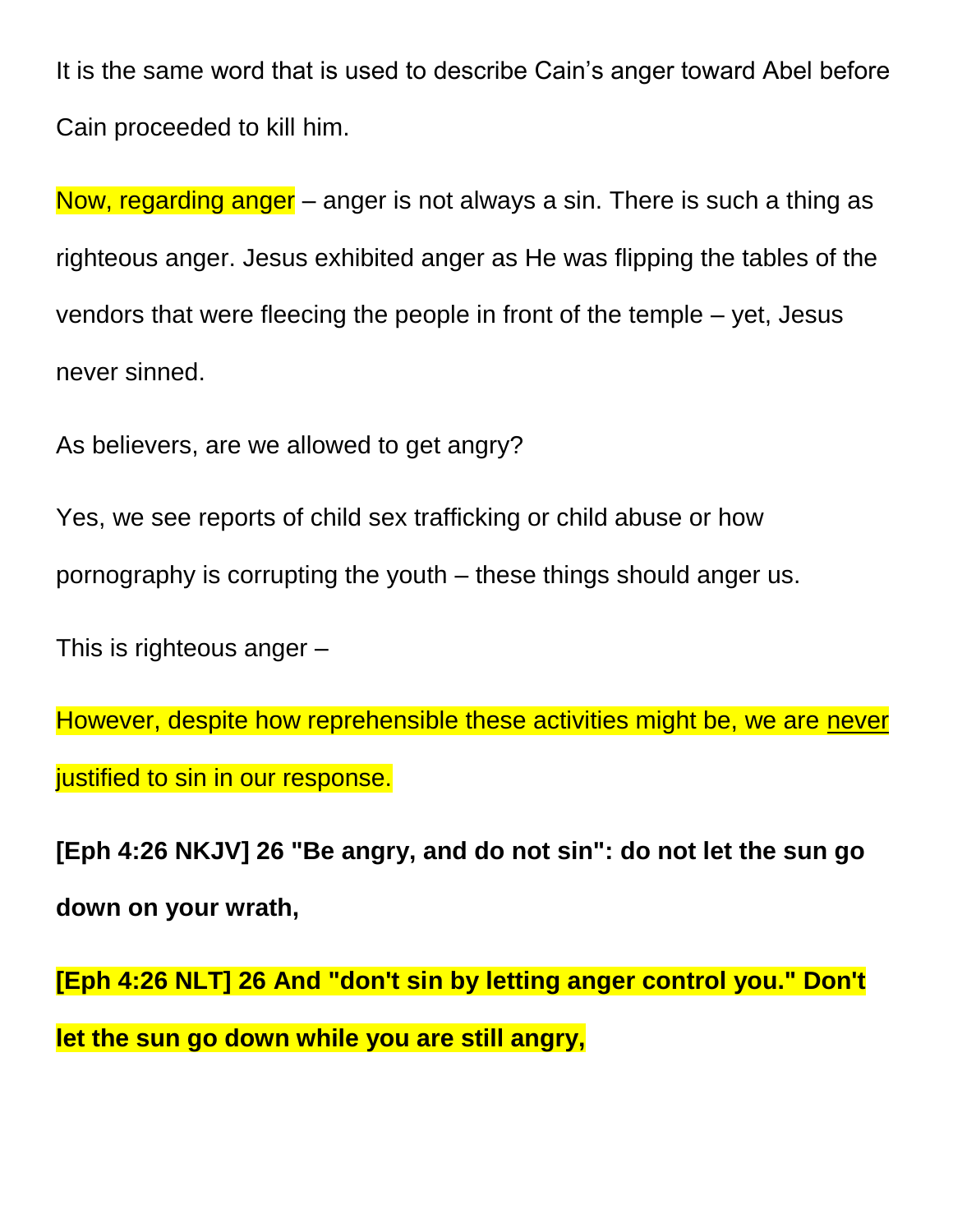It is the same word that is used to describe Cain's anger toward Abel before Cain proceeded to kill him.

Now, regarding anger – anger is not always a sin. There is such a thing as righteous anger. Jesus exhibited anger as He was flipping the tables of the vendors that were fleecing the people in front of the temple – yet, Jesus never sinned.

As believers, are we allowed to get angry?

Yes, we see reports of child sex trafficking or child abuse or how pornography is corrupting the youth – these things should anger us.

This is righteous anger –

However, despite how reprehensible these activities might be, we are <u>never</u> justified to sin in our response.

**[Eph 4:26 NKJV] 26 "Be angry, and do not sin": do not let the sun go down on your wrath,**

**[Eph 4:26 NLT] 26 And "don't sin by letting anger control you." Don't let the sun go down while you are still angry,**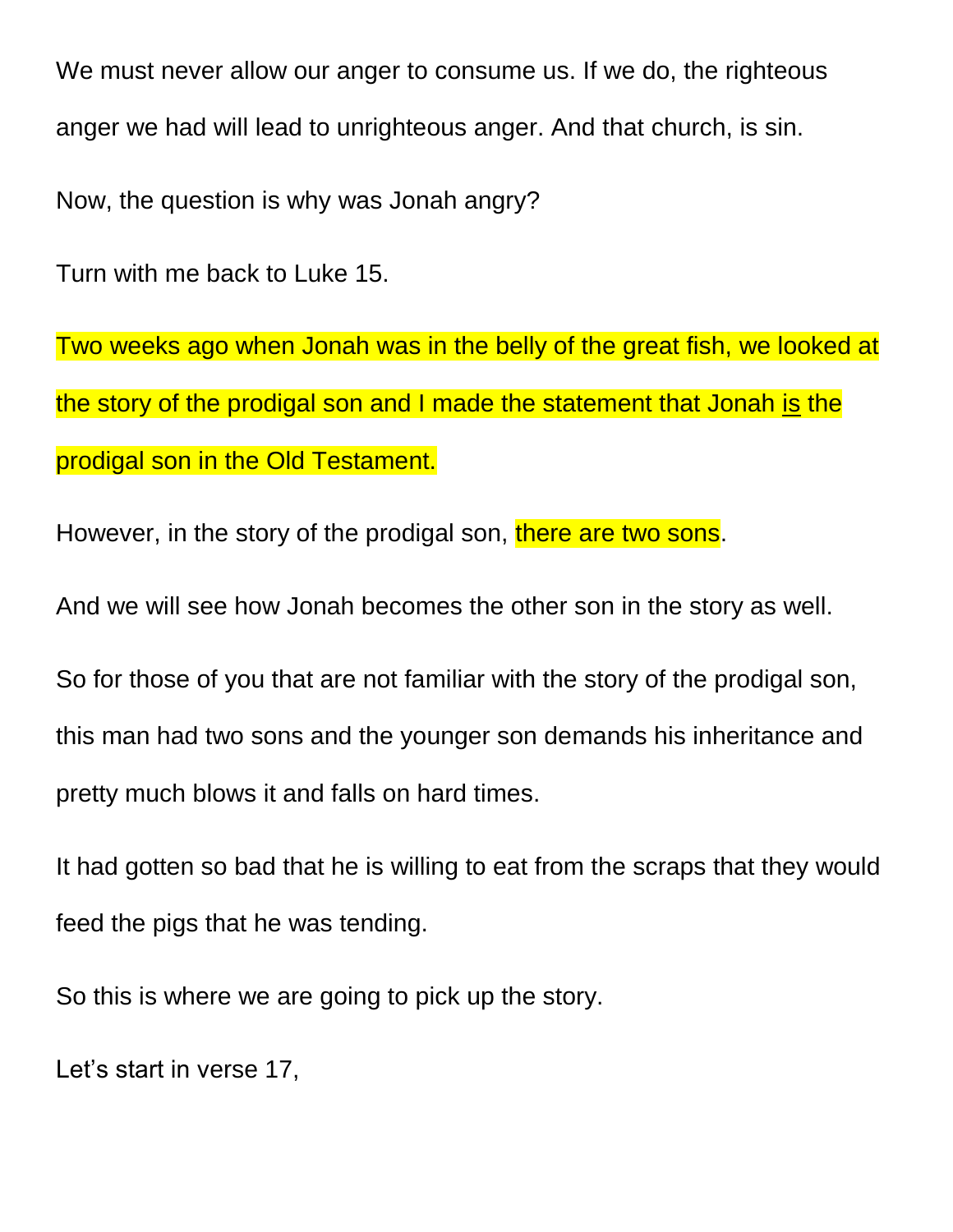We must never allow our anger to consume us. If we do, the righteous anger we had will lead to unrighteous anger. And that church, is sin.

Now, the question is why was Jonah angry?

Turn with me back to Luke 15.

Two weeks ago when Jonah was in the belly of the great fish, we looked at the story of the prodigal son and I made the statement that Jonah <u>is</u> the prodigal son in the Old Testament.

However, in the story of the prodigal son, there are two sons.

And we will see how Jonah becomes the other son in the story as well.

So for those of you that are not familiar with the story of the prodigal son, this man had two sons and the younger son demands his inheritance and pretty much blows it and falls on hard times.

It had gotten so bad that he is willing to eat from the scraps that they would feed the pigs that he was tending.

So this is where we are going to pick up the story.

Let's start in verse 17,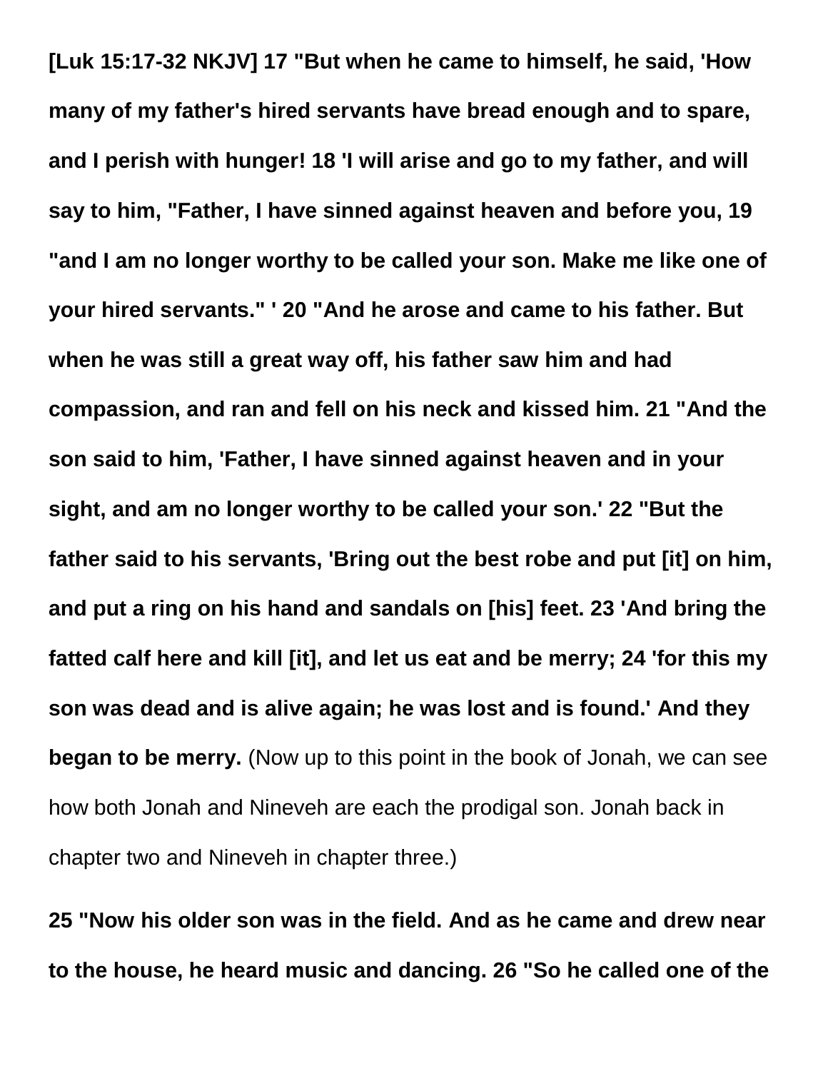**[Luk 15:17-32 NKJV] 17 "But when he came to himself, he said, 'How many of my father's hired servants have bread enough and to spare, and I perish with hunger! 18 'I will arise and go to my father, and will say to him, "Father, I have sinned against heaven and before you, 19 "and I am no longer worthy to be called your son. Make me like one of your hired servants." ' 20 "And he arose and came to his father. But when he was still a great way off, his father saw him and had compassion, and ran and fell on his neck and kissed him. 21 "And the son said to him, 'Father, I have sinned against heaven and in your sight, and am no longer worthy to be called your son.' 22 "But the father said to his servants, 'Bring out the best robe and put [it] on him, and put a ring on his hand and sandals on [his] feet. 23 'And bring the fatted calf here and kill [it], and let us eat and be merry; 24 'for this my son was dead and is alive again; he was lost and is found.' And they began to be merry.** (Now up to this point in the book of Jonah, we can see how both Jonah and Nineveh are each the prodigal son. Jonah back in chapter two and Nineveh in chapter three.)

**25 "Now his older son was in the field. And as he came and drew near to the house, he heard music and dancing. 26 "So he called one of the**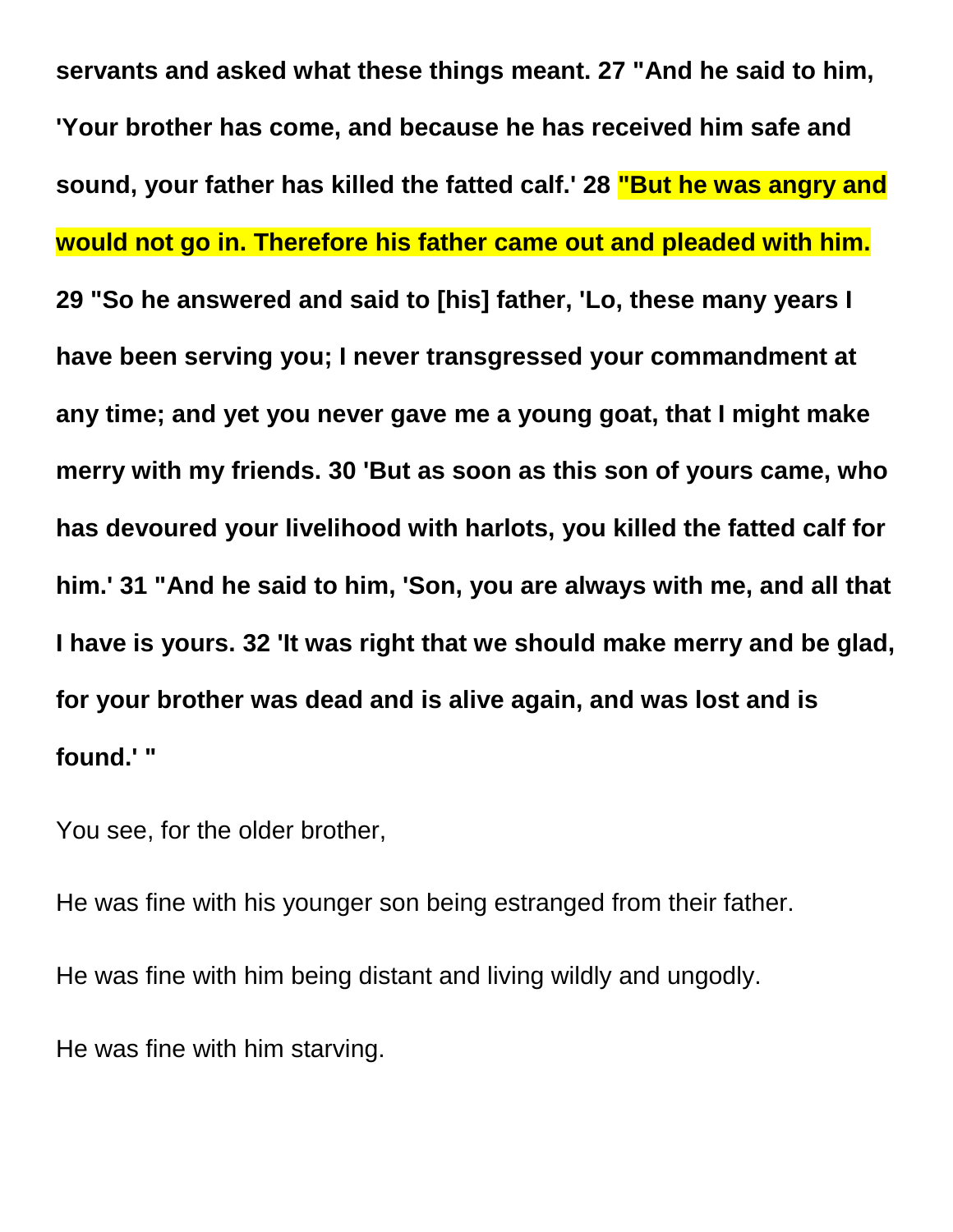**servants and asked what these things meant. 27 "And he said to him, 'Your brother has come, and because he has received him safe and sound, your father has killed the fatted calf.' 28 "But he was angry and would not go in. Therefore his father came out and pleaded with him. 29 "So he answered and said to [his] father, 'Lo, these many years I have been serving you; I never transgressed your commandment at any time; and yet you never gave me a young goat, that I might make merry with my friends. 30 'But as soon as this son of yours came, who has devoured your livelihood with harlots, you killed the fatted calf for him.' 31 "And he said to him, 'Son, you are always with me, and all that I have is yours. 32 'It was right that we should make merry and be glad, for your brother was dead and is alive again, and was lost and is found.' "**

You see, for the older brother,

He was fine with his younger son being estranged from their father.

He was fine with him being distant and living wildly and ungodly.

He was fine with him starving.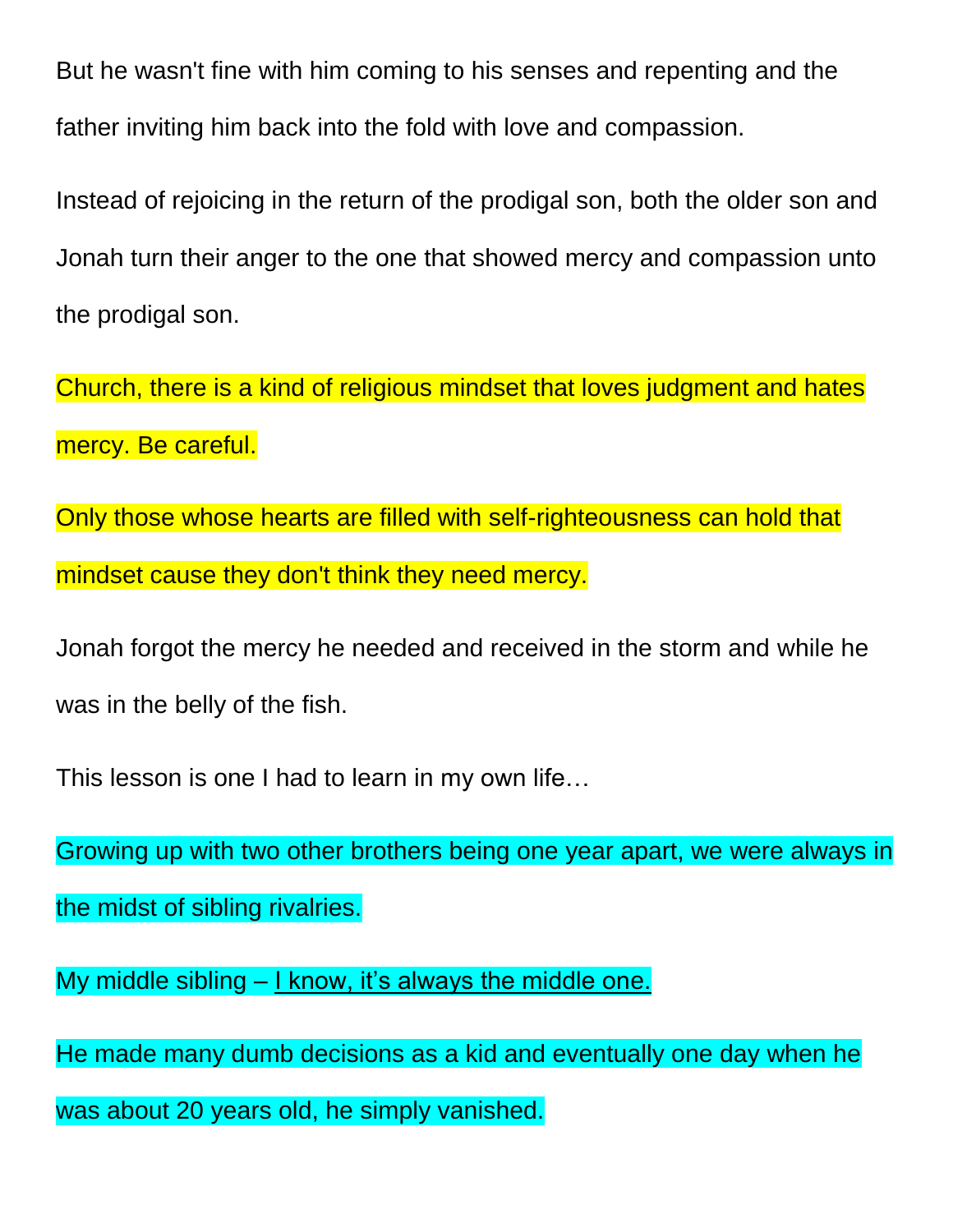But he wasn't fine with him coming to his senses and repenting and the father inviting him back into the fold with love and compassion.

Instead of rejoicing in the return of the prodigal son, both the older son and Jonah turn their anger to the one that showed mercy and compassion unto the prodigal son.

Church, there is a kind of religious mindset that loves judgment and hates mercy. Be careful.

Only those whose hearts are filled with self-righteousness can hold that mindset cause they don't think they need mercy.

Jonah forgot the mercy he needed and received in the storm and while he was in the belly of the fish.

This lesson is one I had to learn in my own life…

Growing up with two other brothers being one year apart, we were always in the midst of sibling rivalries.

My middle sibling – <u>I know, it's always the middle one.</u>

He made many dumb decisions as a kid and eventually one day when he was about 20 years old, he simply vanished.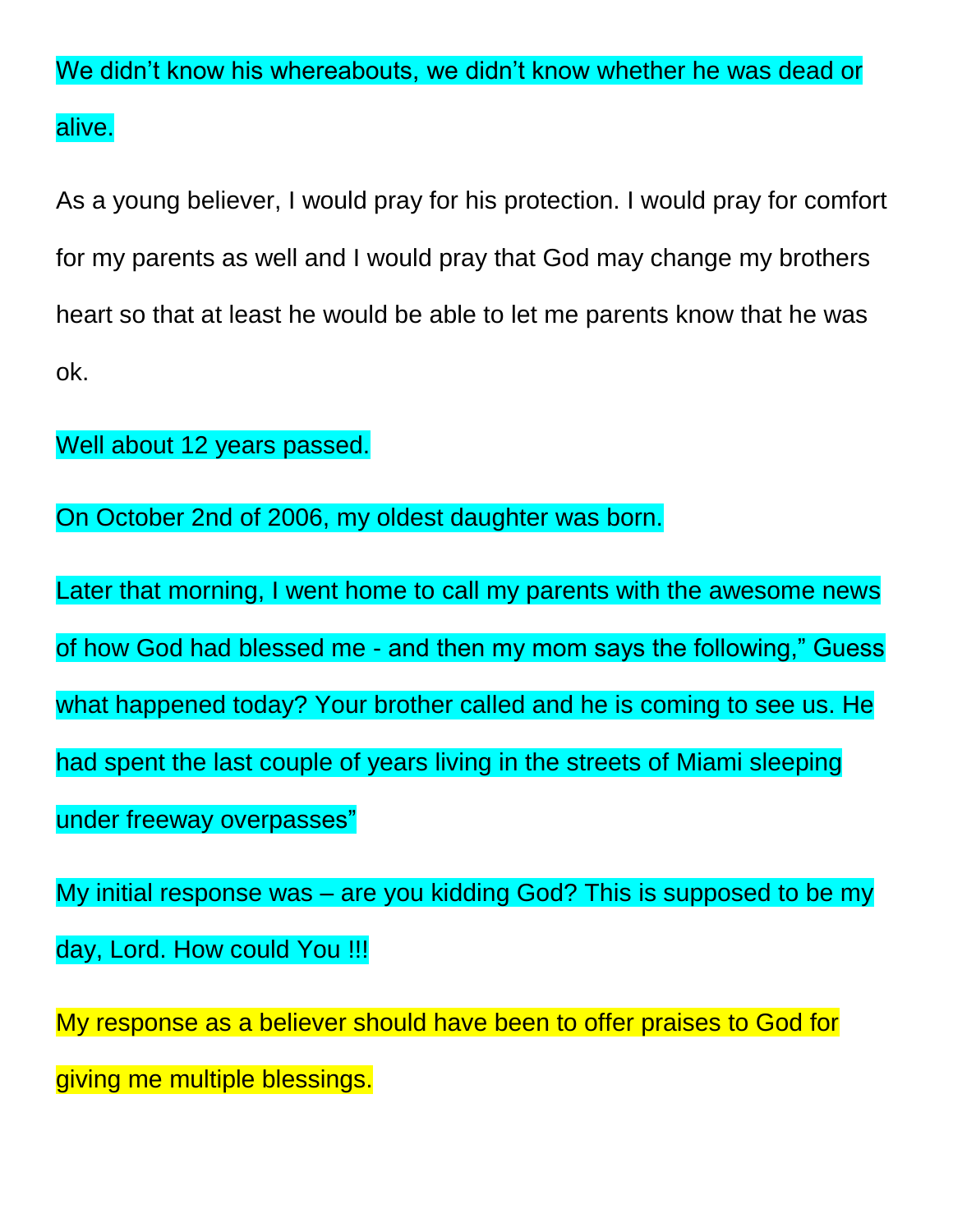We didn't know his whereabouts, we didn't know whether he was dead or alive.

As a young believer, I would pray for his protection. I would pray for comfort for my parents as well and I would pray that God may change my brothers heart so that at least he would be able to let me parents know that he was ok.

Well about 12 years passed.

On October 2nd of 2006, my oldest daughter was born.

Later that morning, I went home to call my parents with the awesome news of how God had blessed me - and then my mom says the following," Guess what happened today? Your brother called and he is coming to see us. He had spent the last couple of years living in the streets of Miami sleeping under freeway overpasses"

My initial response was – are you kidding God? This is supposed to be my day, Lord. How could You !!!

My response as a believer should have been to offer praises to God for giving me multiple blessings.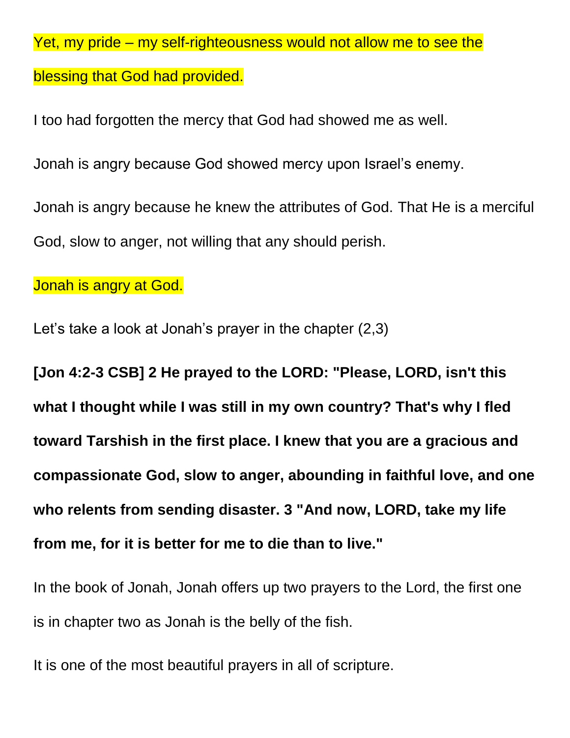Yet, my pride – my self-righteousness would not allow me to see the blessing that God had provided.

I too had forgotten the mercy that God had showed me as well.

Jonah is angry because God showed mercy upon Israel's enemy.

Jonah is angry because he knew the attributes of God. That He is a merciful God, slow to anger, not willing that any should perish.

Jonah is angry at God.

Let's take a look at Jonah's prayer in the chapter (2,3)

**[Jon 4:2-3 CSB] 2 He prayed to the LORD: "Please, LORD, isn't this what I thought while I was still in my own country? That's why I fled toward Tarshish in the first place. I knew that you are a gracious and compassionate God, slow to anger, abounding in faithful love, and one who relents from sending disaster. 3 "And now, LORD, take my life from me, for it is better for me to die than to live."**

In the book of Jonah, Jonah offers up two prayers to the Lord, the first one is in chapter two as Jonah is the belly of the fish.

It is one of the most beautiful prayers in all of scripture.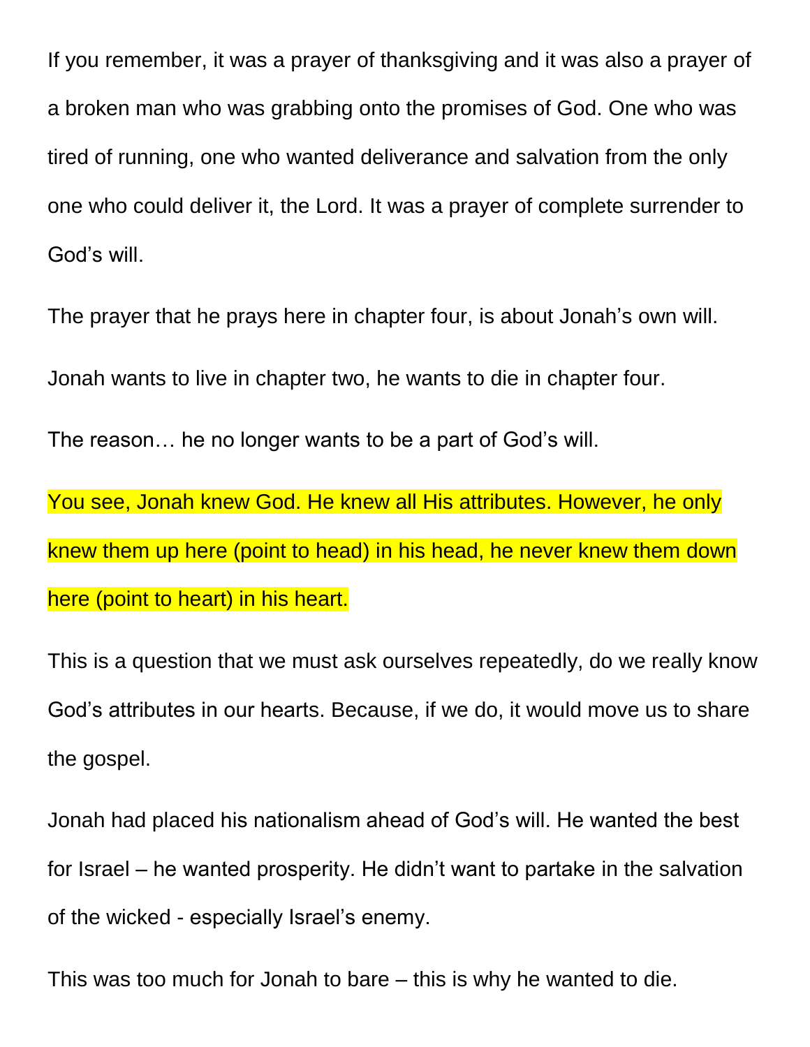If you remember, it was a prayer of thanksgiving and it was also a prayer of a broken man who was grabbing onto the promises of God. One who was tired of running, one who wanted deliverance and salvation from the only one who could deliver it, the Lord. It was a prayer of complete surrender to God's will.

The prayer that he prays here in chapter four, is about Jonah's own will.

Jonah wants to live in chapter two, he wants to die in chapter four.

The reason… he no longer wants to be a part of God's will.

You see, Jonah knew God. He knew all His attributes. However, he only knew them up here (point to head) in his head, he never knew them down here (point to heart) in his heart.

This is a question that we must ask ourselves repeatedly, do we really know God's attributes in our hearts. Because, if we do, it would move us to share the gospel.

Jonah had placed his nationalism ahead of God's will. He wanted the best for Israel – he wanted prosperity. He didn't want to partake in the salvation of the wicked - especially Israel's enemy.

This was too much for Jonah to bare – this is why he wanted to die.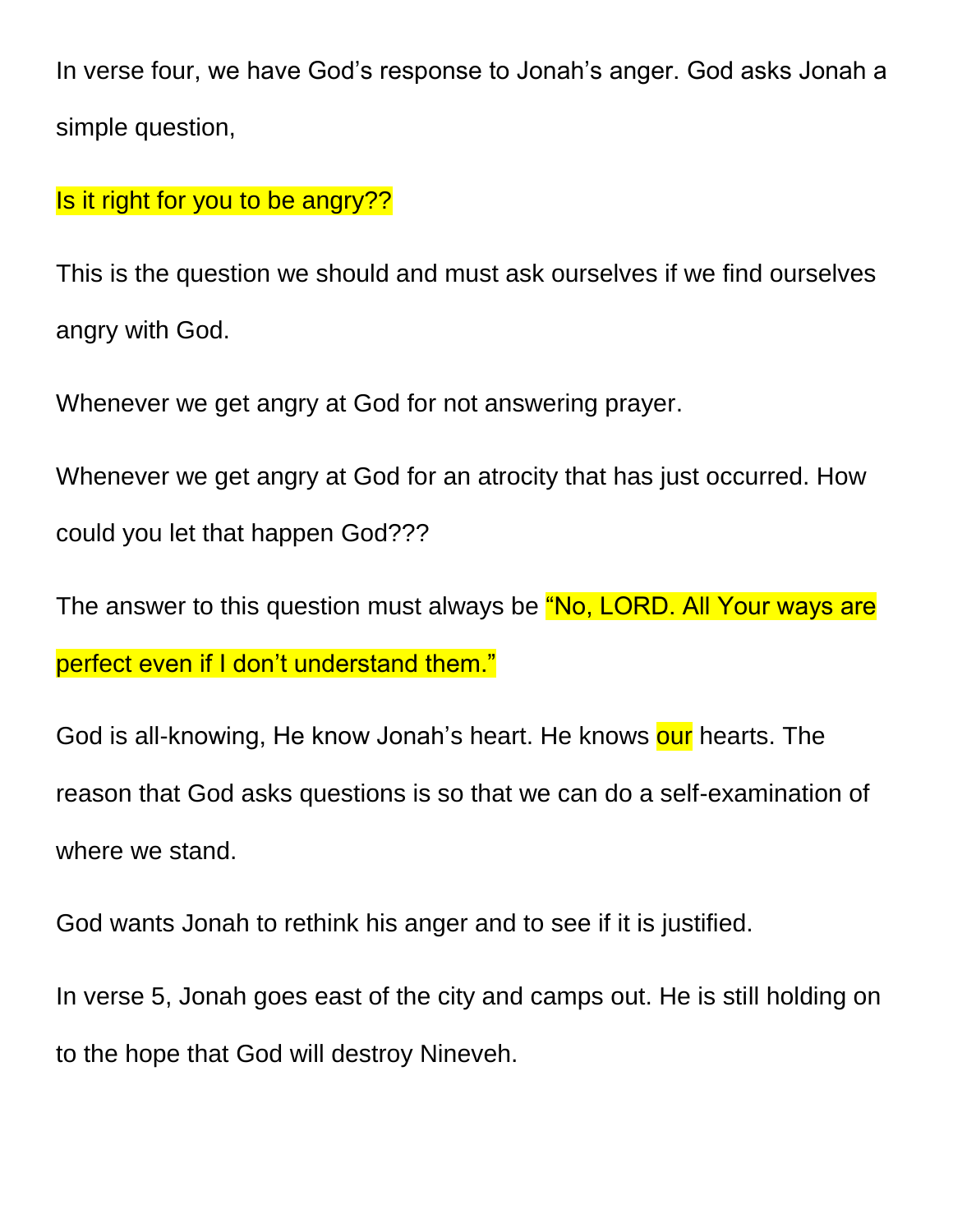In verse four, we have God's response to Jonah's anger. God asks Jonah a simple question,

Is it right for you to be angry??

This is the question we should and must ask ourselves if we find ourselves angry with God.

Whenever we get angry at God for not answering prayer.

Whenever we get angry at God for an atrocity that has just occurred. How could you let that happen God???

The answer to this question must always be "No, LORD. All Your ways are perfect even if I don't understand them."

God is all-knowing, He know Jonah's heart. He knows our hearts. The reason that God asks questions is so that we can do a self-examination of where we stand.

God wants Jonah to rethink his anger and to see if it is justified.

In verse 5, Jonah goes east of the city and camps out. He is still holding on to the hope that God will destroy Nineveh.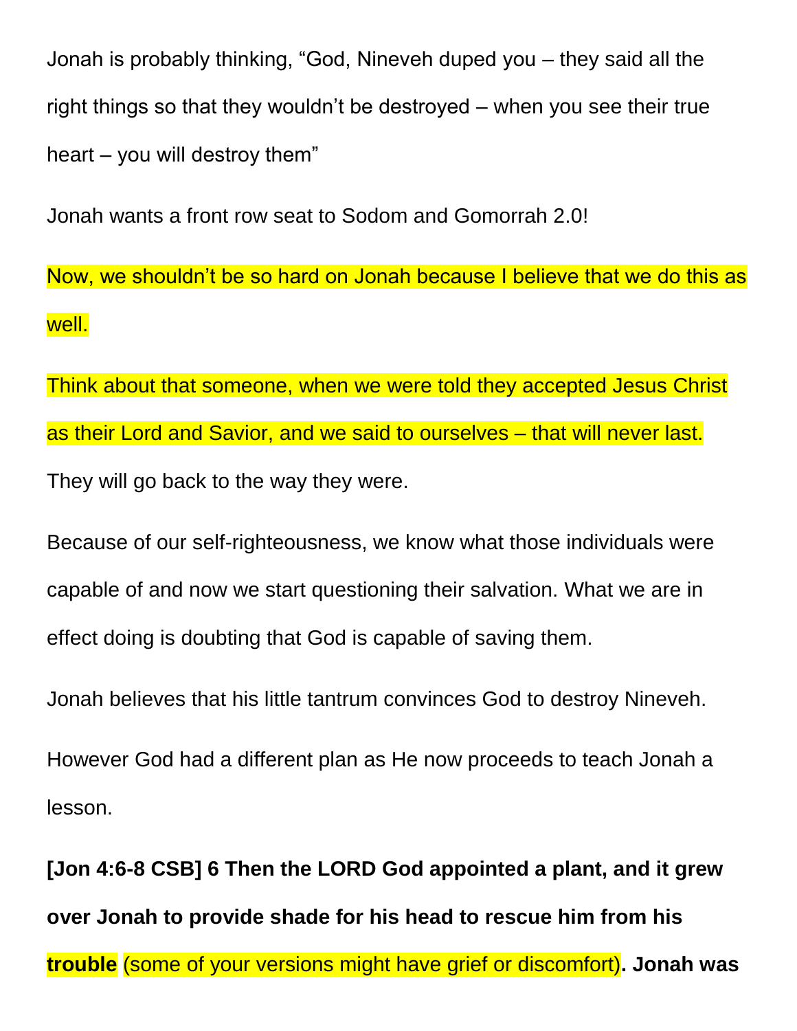Jonah is probably thinking, “God, Nineveh duped you – they said all the right things so that they wouldn’t be destroyed – when you see their true heart – you will destroy them”

Jonah wants a front row seat to Sodom and Gomorrah 2.0!

Now, we shouldn’t be so hard on Jonah because I believe that we do this as well.

Think about that someone, when we were told they accepted Jesus Christ as their Lord and Savior, and we said to ourselves – that will never last. They will go back to the way they were.

Because of our self-righteousness, we know what those individuals were capable of and now we start questioning their salvation. What we are in effect doing is doubting that God is capable of saving them.

Jonah believes that his little tantrum convinces God to destroy Nineveh.

However God had a different plan as He now proceeds to teach Jonah a lesson.

**[Jon 4:6-8 CSB] 6 Then the LORD God appointed a plant, and it grew over Jonah to provide shade for his head to rescue him from his trouble** (some of your versions might have grief or discomfort)**. Jonah was**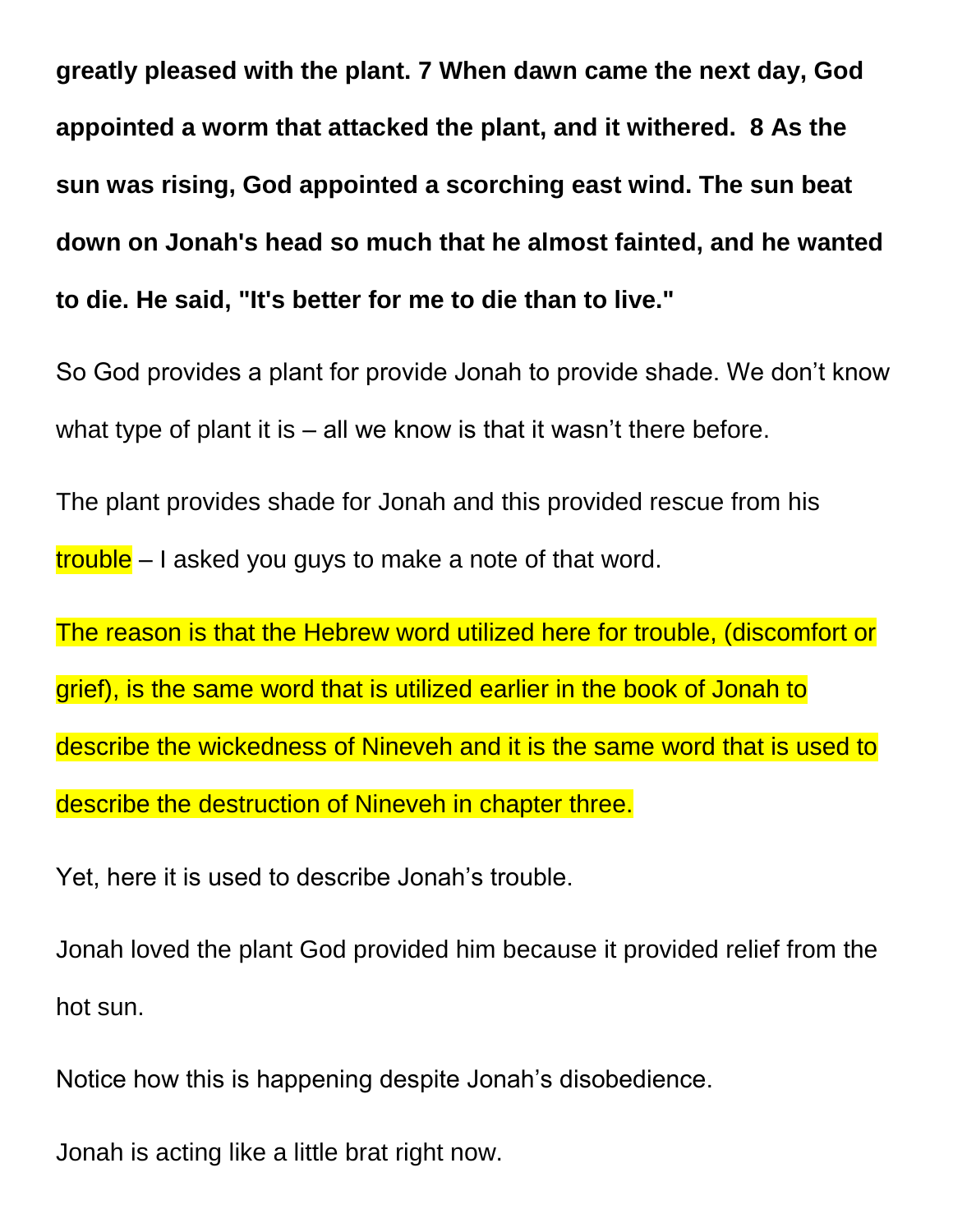**greatly pleased with the plant. 7 When dawn came the next day, God appointed a worm that attacked the plant, and it withered. 8 As the sun was rising, God appointed a scorching east wind. The sun beat down on Jonah's head so much that he almost fainted, and he wanted to die. He said, "It's better for me to die than to live."**

So God provides a plant for provide Jonah to provide shade. We don't know what type of plant it is – all we know is that it wasn't there before.

The plant provides shade for Jonah and this provided rescue from his trouble – I asked you guys to make a note of that word.

The reason is that the Hebrew word utilized here for trouble, (discomfort or grief), is the same word that is utilized earlier in the book of Jonah to describe the wickedness of Nineveh and it is the same word that is used to describe the destruction of Nineveh in chapter three.

Yet, here it is used to describe Jonah's trouble.

Jonah loved the plant God provided him because it provided relief from the hot sun.

Notice how this is happening despite Jonah's disobedience.

Jonah is acting like a little brat right now.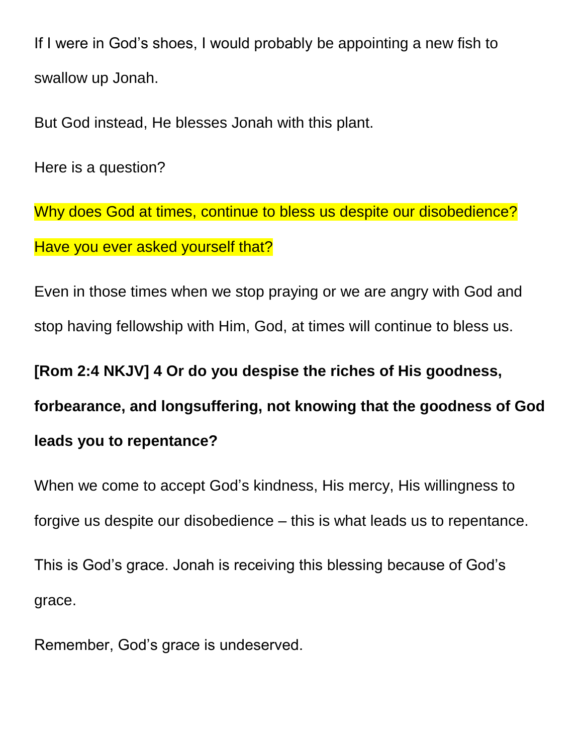If I were in God's shoes, I would probably be appointing a new fish to swallow up Jonah.

But God instead, He blesses Jonah with this plant.

Here is a question?

Why does God at times, continue to bless us despite our disobedience?

Have you ever asked yourself that?

Even in those times when we stop praying or we are angry with God and stop having fellowship with Him, God, at times will continue to bless us.

**[Rom 2:4 NKJV] 4 Or do you despise the riches of His goodness, forbearance, and longsuffering, not knowing that the goodness of God leads you to repentance?**

When we come to accept God's kindness, His mercy, His willingness to forgive us despite our disobedience – this is what leads us to repentance.

This is God's grace. Jonah is receiving this blessing because of God's grace.

Remember, God's grace is undeserved.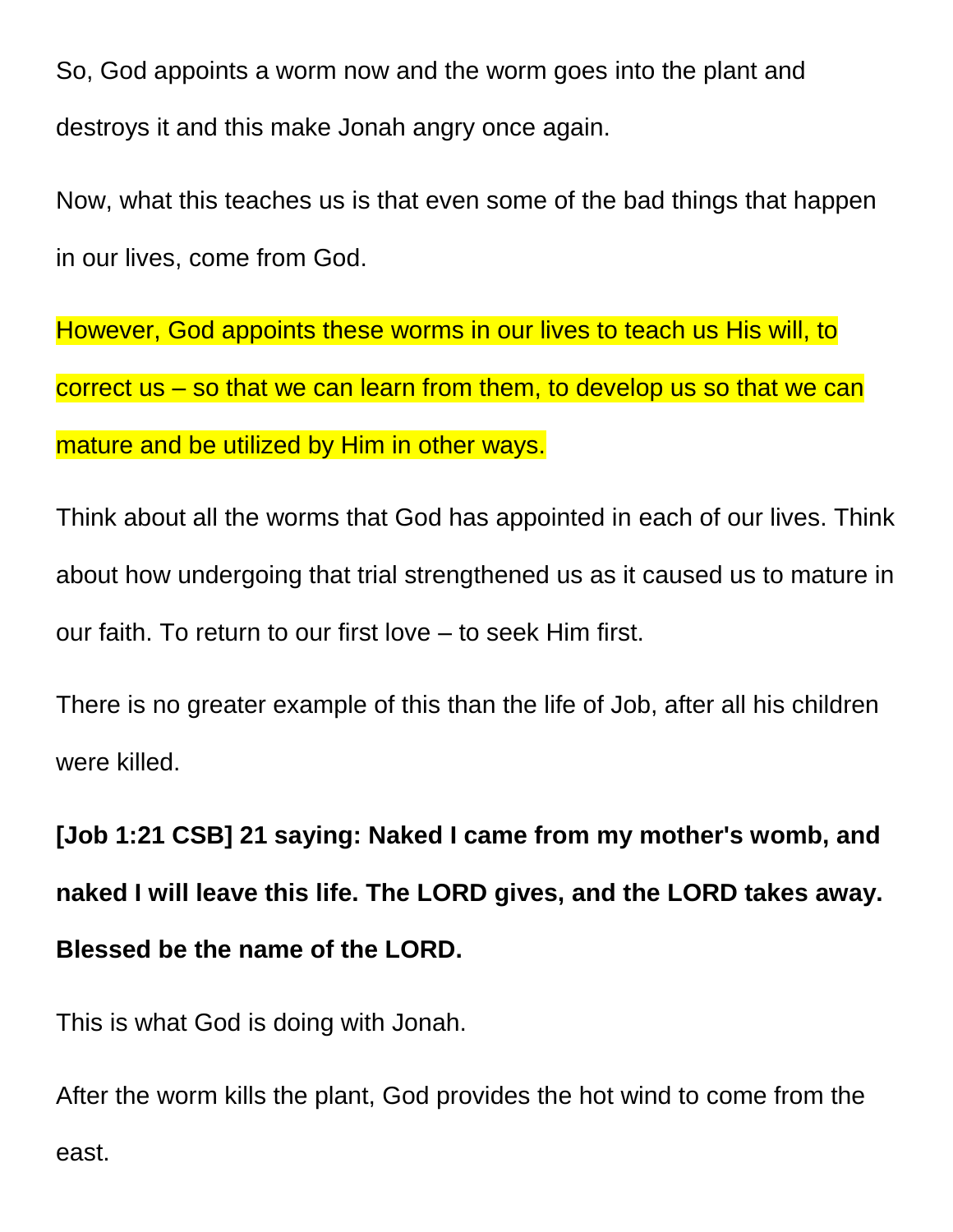So, God appoints a worm now and the worm goes into the plant and destroys it and this make Jonah angry once again.

Now, what this teaches us is that even some of the bad things that happen in our lives, come from God.

However, God appoints these worms in our lives to teach us His will, to correct us – so that we can learn from them, to develop us so that we can mature and be utilized by Him in other ways.

Think about all the worms that God has appointed in each of our lives. Think about how undergoing that trial strengthened us as it caused us to mature in our faith. To return to our first love – to seek Him first.

There is no greater example of this than the life of Job, after all his children were killed.

**[Job 1:21 CSB] 21 saying: Naked I came from my mother's womb, and naked I will leave this life. The LORD gives, and the LORD takes away. Blessed be the name of the LORD.**

This is what God is doing with Jonah.

After the worm kills the plant, God provides the hot wind to come from the east.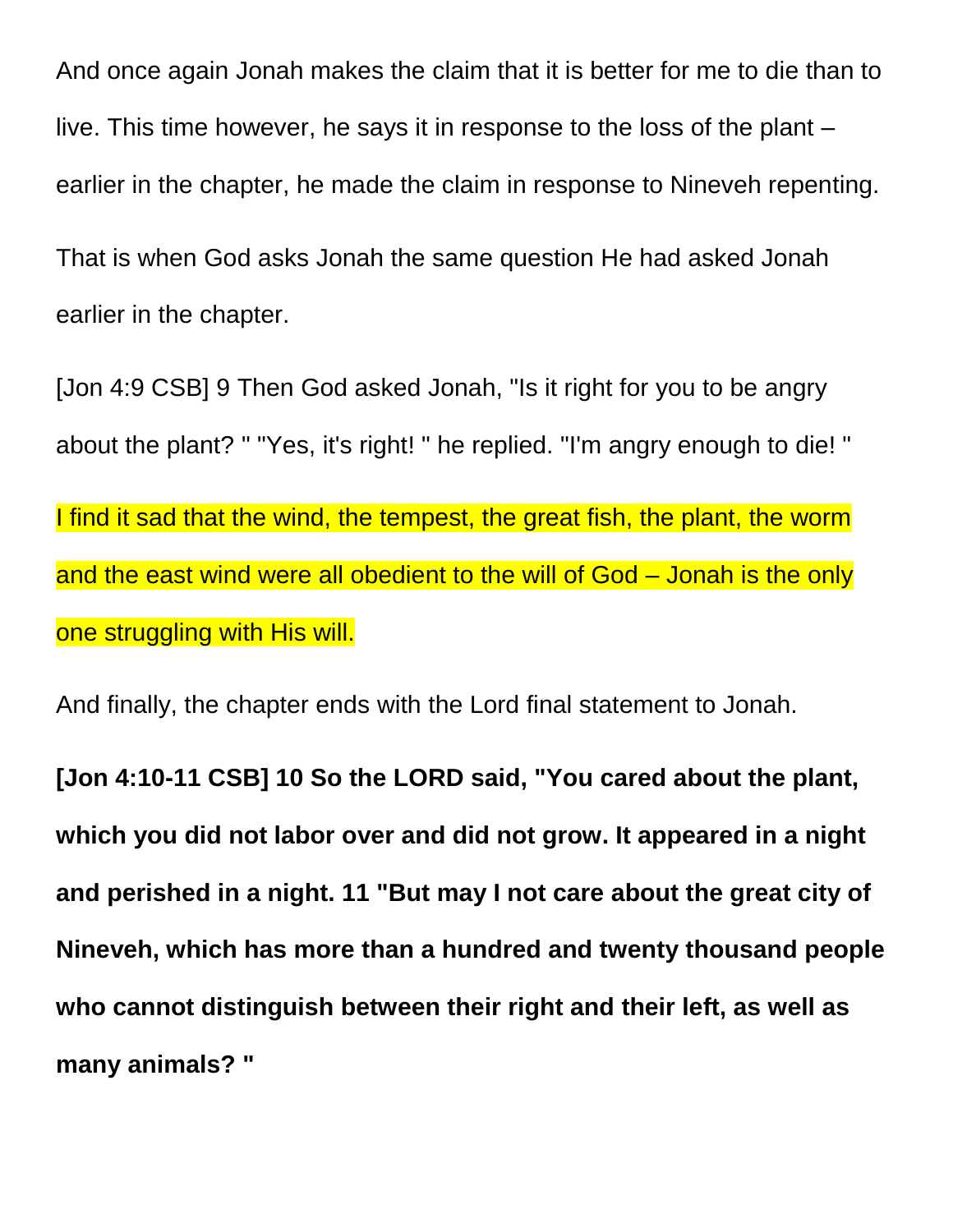And once again Jonah makes the claim that it is better for me to die than to live. This time however, he says it in response to the loss of the plant – earlier in the chapter, he made the claim in response to Nineveh repenting.

That is when God asks Jonah the same question He had asked Jonah earlier in the chapter.

[Jon 4:9 CSB] 9 Then God asked Jonah, "Is it right for you to be angry about the plant? " "Yes, it's right! " he replied. "I'm angry enough to die! "

I find it sad that the wind, the tempest, the great fish, the plant, the worm and the east wind were all obedient to the will of God – Jonah is the only one struggling with His will.

And finally, the chapter ends with the Lord final statement to Jonah.

**[Jon 4:10-11 CSB] 10 So the LORD said, "You cared about the plant, which you did not labor over and did not grow. It appeared in a night and perished in a night. 11 "But may I not care about the great city of Nineveh, which has more than a hundred and twenty thousand people who cannot distinguish between their right and their left, as well as many animals? "**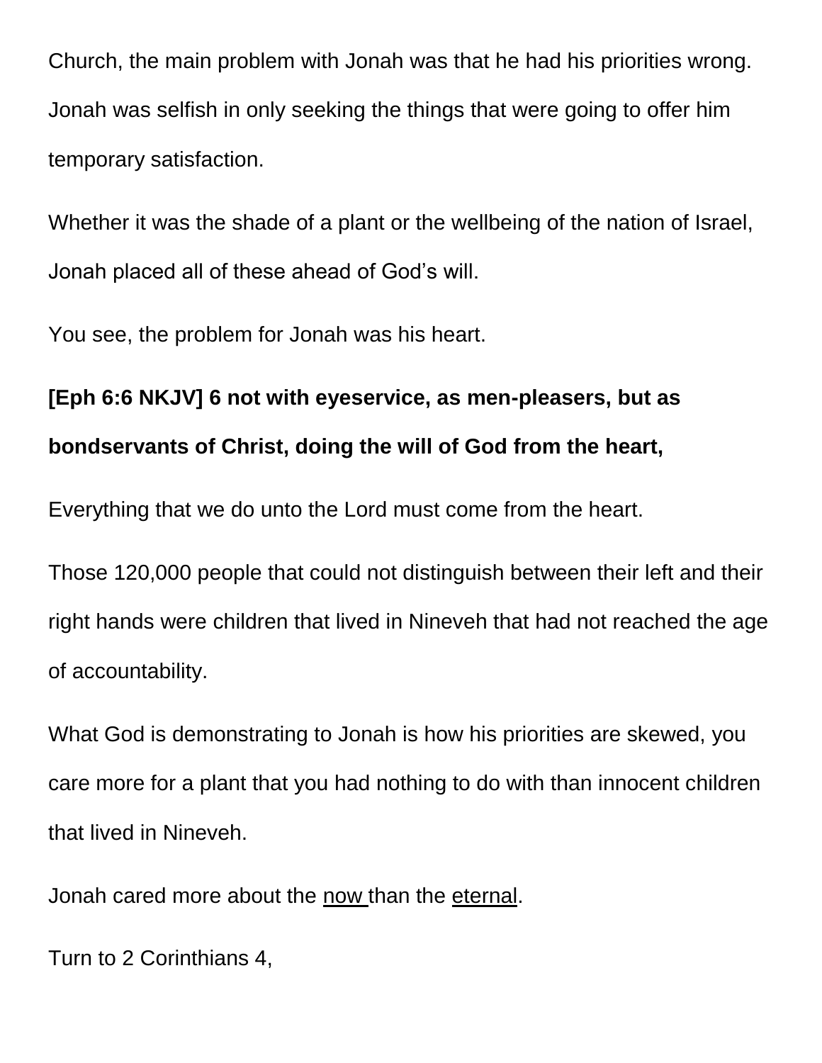Church, the main problem with Jonah was that he had his priorities wrong. Jonah was selfish in only seeking the things that were going to offer him temporary satisfaction.

Whether it was the shade of a plant or the wellbeing of the nation of Israel, Jonah placed all of these ahead of God's will.

You see, the problem for Jonah was his heart.

**[Eph 6:6 NKJV] 6 not with eyeservice, as men-pleasers, but as bondservants of Christ, doing the will of God from the heart,**

Everything that we do unto the Lord must come from the heart.

Those 120,000 people that could not distinguish between their left and their right hands were children that lived in Nineveh that had not reached the age of accountability.

What God is demonstrating to Jonah is how his priorities are skewed, you care more for a plant that you had nothing to do with than innocent children that lived in Nineveh.

Jonah cared more about the <u>now</u> than the <u>eternal</u>.

Turn to 2 Corinthians 4,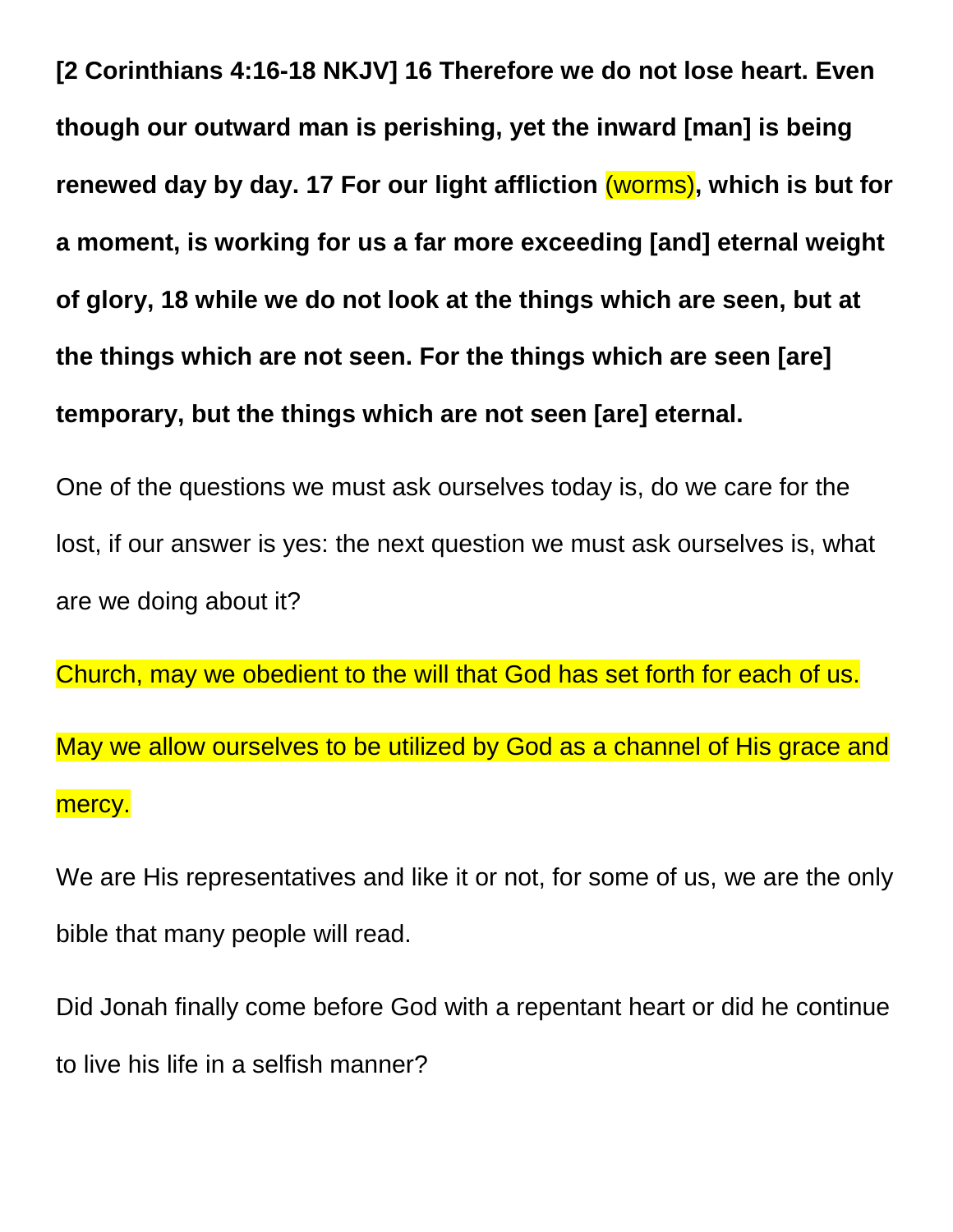**[2 Corinthians 4:16-18 NKJV] 16 Therefore we do not lose heart. Even though our outward man is perishing, yet the inward [man] is being renewed day by day. 17 For our light affliction** (worms)**, which is but for a moment, is working for us a far more exceeding [and] eternal weight of glory, 18 while we do not look at the things which are seen, but at the things which are not seen. For the things which are seen [are] temporary, but the things which are not seen [are] eternal.**

One of the questions we must ask ourselves today is, do we care for the lost, if our answer is yes: the next question we must ask ourselves is, what are we doing about it?

Church, may we obedient to the will that God has set forth for each of us.

May we allow ourselves to be utilized by God as a channel of His grace and mercy.

We are His representatives and like it or not, for some of us, we are the only bible that many people will read.

Did Jonah finally come before God with a repentant heart or did he continue to live his life in a selfish manner?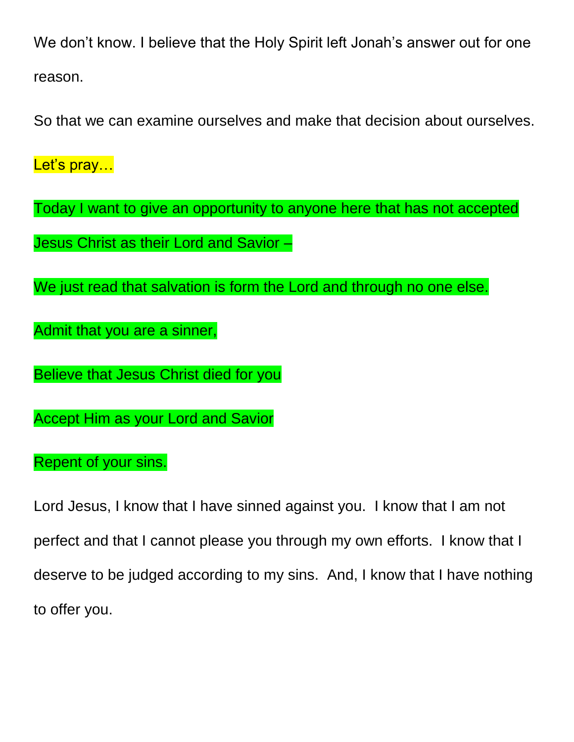We don't know. I believe that the Holy Spirit left Jonah's answer out for one reason.

So that we can examine ourselves and make that decision about ourselves.

Let's pray…

Today I want to give an opportunity to anyone here that has not accepted Jesus Christ as their Lord and Savior –

We just read that salvation is form the Lord and through no one else.

Admit that you are a sinner,

Believe that Jesus Christ died for you

Accept Him as your Lord and Savior

Repent of your sins.

Lord Jesus, I know that I have sinned against you. I know that I am not perfect and that I cannot please you through my own efforts. I know that I deserve to be judged according to my sins. And, I know that I have nothing to offer you.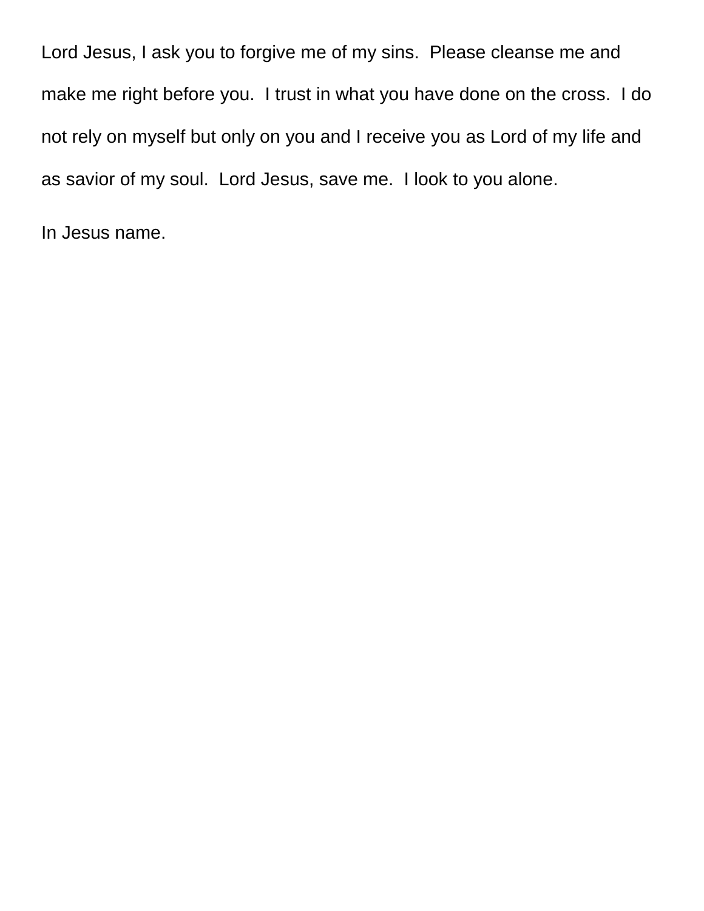Lord Jesus, I ask you to forgive me of my sins. Please cleanse me and make me right before you. I trust in what you have done on the cross. I do not rely on myself but only on you and I receive you as Lord of my life and as savior of my soul. Lord Jesus, save me. I look to you alone.

In Jesus name.